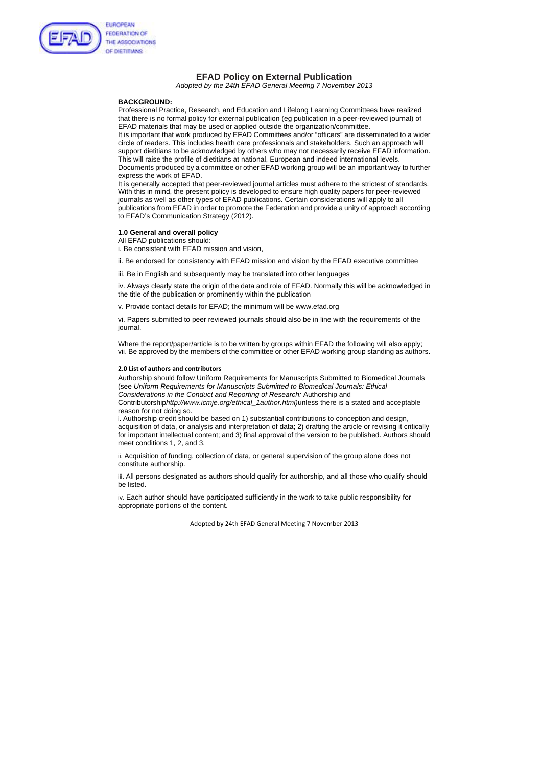EUROPEAN FEDERATION OF THE ASSOCIATIONS OF DIETITIANS

# EFAD Policy on External Publication

*Adopted by the 24th EFAD General Meeting 7 November 2013*

**BACKGROUND:**

Professional Practice, Research, and Education and Lifelong Learning Committees have realized that there is no formal policy for external publication (eg publication in a peer-reviewed journal) of EFAD materials that may be used or applied outside the organization/committee.

It is important that work produced by EFAD Committees and/or "officers" are disseminated to a wider circle of readers. This includes health care professionals and stakeholders. Such an approach will support dietitians to be acknowledged by others who may not necessarily receive EFAD information. This will raise the profile of dietitians at national, European and indeed international levels.

Documents produced by a committee or other EFAD working group will be an important way to further express the work of EFAD.

It is generally accepted that peer-reviewed journal articles must adhere to the strictest of standards. With this in mind, the present policy is developed to ensure high quality papers for peer-reviewed journals as well as other types of EFAD publications. Certain considerations will apply to all publications from EFAD in order to promote the Federation and provide a unity of approach according to EFAD's Communication Strategy (2012).

## 1.0 General and overall policy

All EFAD publications should:

i. Be consistent with EFAD mission and vision,

ii. Be endorsed for consistency with EFAD mission and vision by the EFAD executive committee

iii. Be in English and subsequently may be translated into other languages

iv. Always clearly state the origin of the data and role of EFAD. Normally this will be acknowledged in the title of the publication or prominently within the publication

v. Provide contact details for EFAD; the minimum will be www.efad.org

vi. Papers submitted to peer reviewed journals should also be in line with the requirements of the journal.

Where the report/paper/article is to be written by groups within EFAD the following will also apply;

vii. Be approved by the members of the committee or other EFAD working group standing as authors.

## 2.0 List of authors and contributors

Authorship should follow Uniform Requirements for Manuscripts Submitted to Biomedical Journals (see *Uniform Requirements for Manuscripts Submitted to Biomedical Journals: Ethical Considerations in the Conduct and Reporting of Research:* Authorship and Contributorship*http://www.icmje.org/ethical_1author.html)*unless there is a stated and acceptable reason for not doing so.

i. Authorship credit should be based on 1) substantial contributions to conception and design, acquisition of data, or analysis and interpretation of data; 2) drafting the article or revising it critically for important intellectual content; and 3) final approval of the version to be published. Authors should meet conditions 1, 2, and 3.

ii. Acquisition of funding, collection of data, or general supervision of the group alone does not constitute authorship.

iii. All persons designated as authors should qualify for authorship, and all those who qualify should be listed.

iv. Each author should have participated sufficiently in the work to take public responsibility for appropriate portions of the content.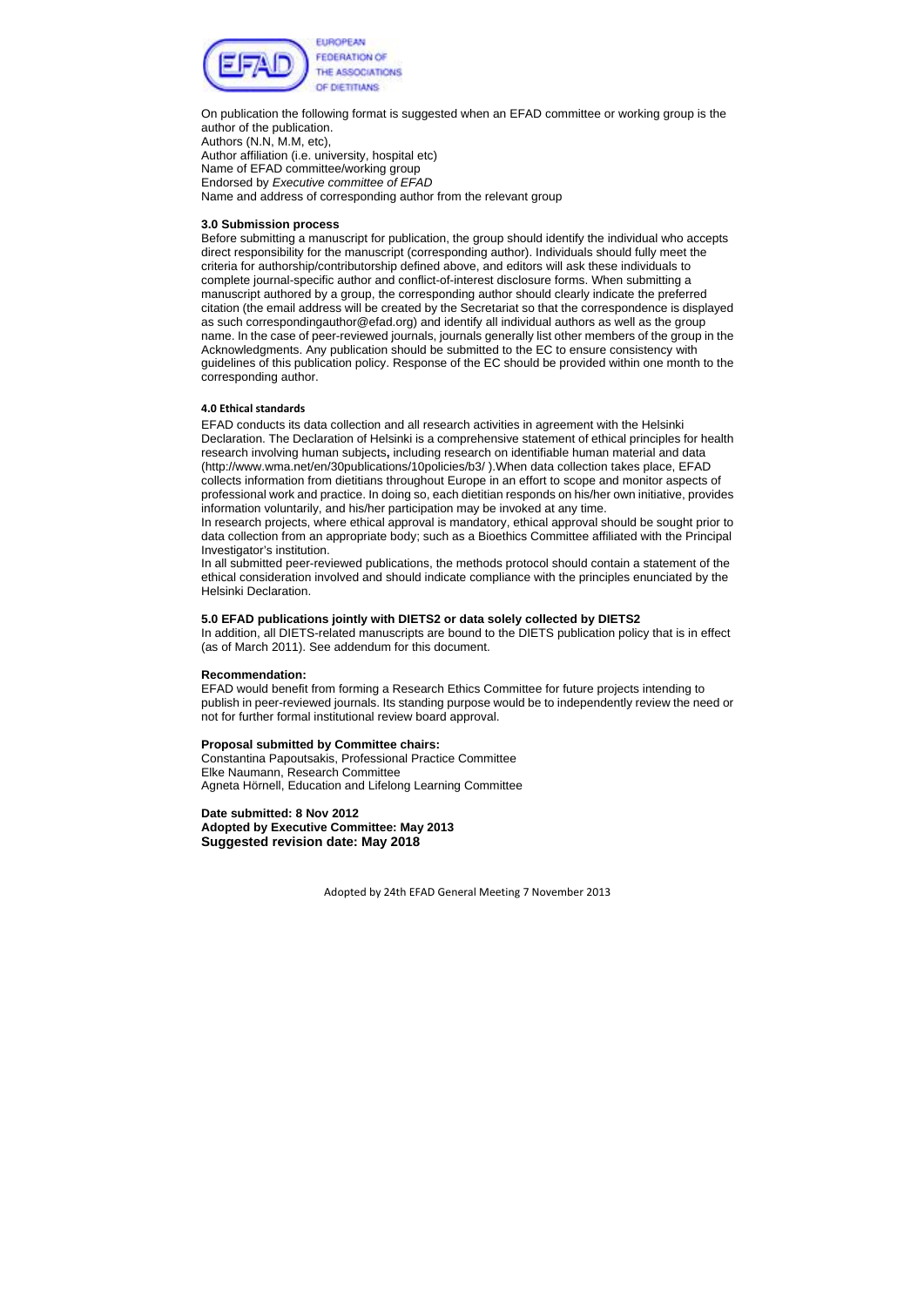On publication the following format is suggested when an EFAD committee or working group is the author of the publication.
Authors (N.N, M.M, etc),
Author affiliation (i.e. university, hospital etc)
Name of EFAD committee/working group
Endorsed by *Executive committee of EFAD*
Name and address of corresponding author from the relevant group

### 3.0 Submission process

Before submitting a manuscript for publication, the group should identify the individual who accepts direct responsibility for the manuscript (corresponding author). Individuals should fully meet the criteria for authorship/contributorship defined above, and editors will ask these individuals to complete journal-specific author and conflict-of-interest disclosure forms. When submitting a manuscript authored by a group, the corresponding author should clearly indicate the preferred citation (the email address will be created by the Secretariat so that the correspondence is displayed as such correspondingauthor@efad.org) and identify all individual authors as well as the group name. In the case of peer-reviewed journals, journals generally list other members of the group in the Acknowledgments. Any publication should be submitted to the EC to ensure consistency with guidelines of this publication policy. Response of the EC should be provided within one month to the corresponding author.

### 4.0 Ethical standards

EFAD conducts its data collection and all research activities in agreement with the Helsinki Declaration. The Declaration of Helsinki is a comprehensive statement of ethical principles for health research involving human subjects**,** including research on identifiable human material and data (http://www.wma.net/en/30publications/10policies/b3/ ).When data collection takes place, EFAD collects information from dietitians throughout Europe in an effort to scope and monitor aspects of professional work and practice. In doing so, each dietitian responds on his/her own initiative, provides information voluntarily, and his/her participation may be invoked at any time.
In research projects, where ethical approval is mandatory, ethical approval should be sought prior to data collection from an appropriate body; such as a Bioethics Committee affiliated with the Principal Investigator's institution.
In all submitted peer-reviewed publications, the methods protocol should contain a statement of the ethical consideration involved and should indicate compliance with the principles enunciated by the Helsinki Declaration.

### 5.0 EFAD publications jointly with DIETS2 or data solely collected by DIETS2

In addition, all DIETS-related manuscripts are bound to the DIETS publication policy that is in effect (as of March 2011). See addendum for this document.

**Recommendation:**

EFAD would benefit from forming a Research Ethics Committee for future projects intending to publish in peer-reviewed journals. Its standing purpose would be to independently review the need or not for further formal institutional review board approval.

**Proposal submitted by Committee chairs:**

Constantina Papoutsakis, Professional Practice Committee
Elke Naumann, Research Committee
Agneta Hörnell, Education and Lifelong Learning Committee

**Date submitted: 8 Nov 2012**
**Adopted by Executive Committee: May 2013**
**Suggested revision date: May 2018**

Adopted by 24th EFAD General Meeting 7 November 2013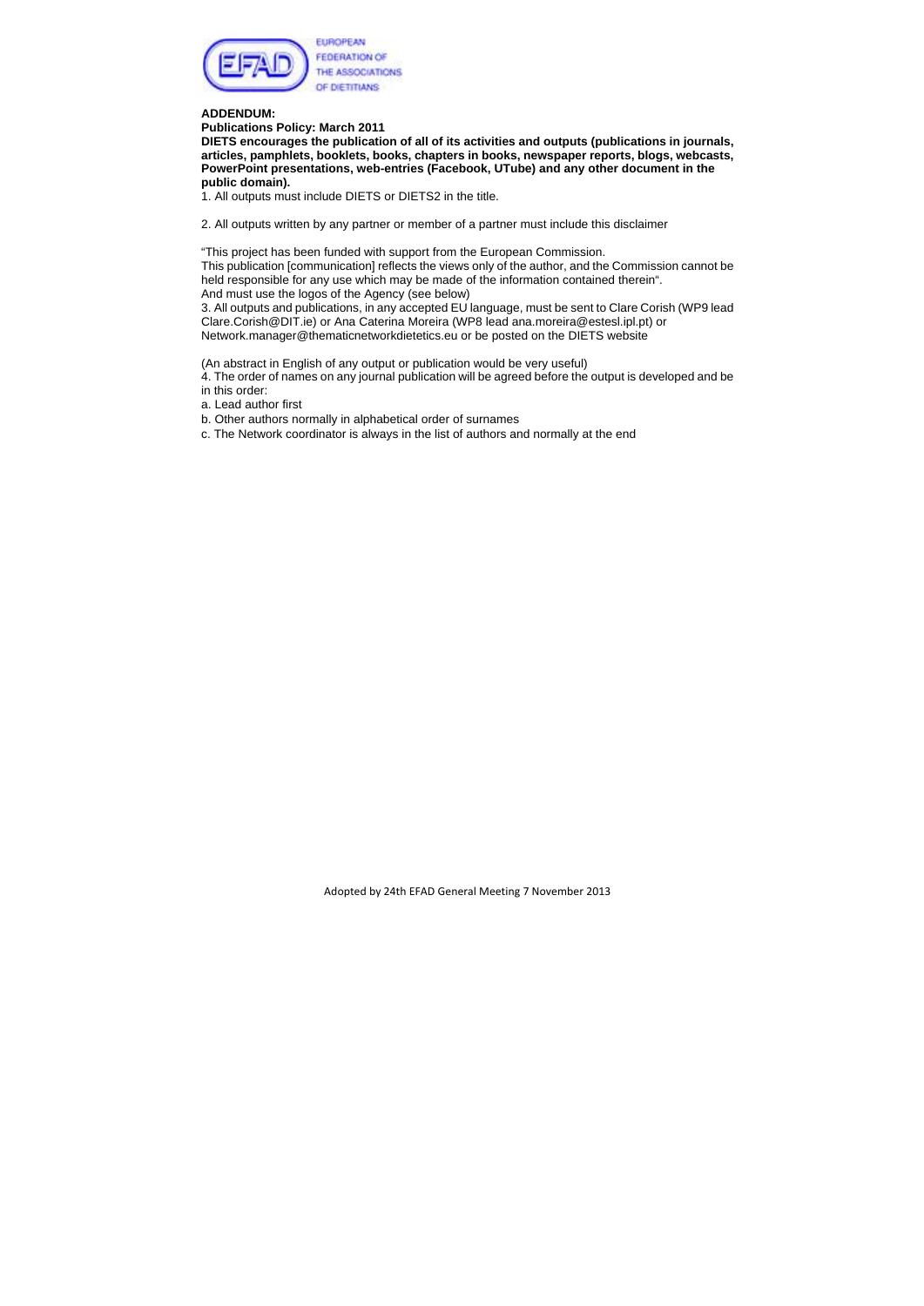EUROPEAN FEDERATION OF THE ASSOCIATIONS OF DIETITIANS

**ADDENDUM:**

**Publications Policy: March 2011**

**DIETS encourages the publication of all of its activities and outputs (publications in journals, articles, pamphlets, booklets, books, chapters in books, newspaper reports, blogs, webcasts, PowerPoint presentations, web-entries (Facebook, UTube) and any other document in the public domain).**

1. All outputs must include DIETS or DIETS2 in the title.

2. All outputs written by any partner or member of a partner must include this disclaimer

"This project has been funded with support from the European Commission.
This publication [communication] reflects the views only of the author, and the Commission cannot be held responsible for any use which may be made of the information contained therein".
And must use the logos of the Agency (see below)

3. All outputs and publications, in any accepted EU language, must be sent to Clare Corish (WP9 lead Clare.Corish@DIT.ie) or Ana Caterina Moreira (WP8 lead ana.moreira@estesl.ipl.pt) or Network.manager@thematicnetworkdietetics.eu or be posted on the DIETS website

(An abstract in English of any output or publication would be very useful)

4. The order of names on any journal publication will be agreed before the output is developed and be in this order:

a. Lead author first

b. Other authors normally in alphabetical order of surnames

c. The Network coordinator is always in the list of authors and normally at the end

Adopted by 24th EFAD General Meeting 7 November 2013